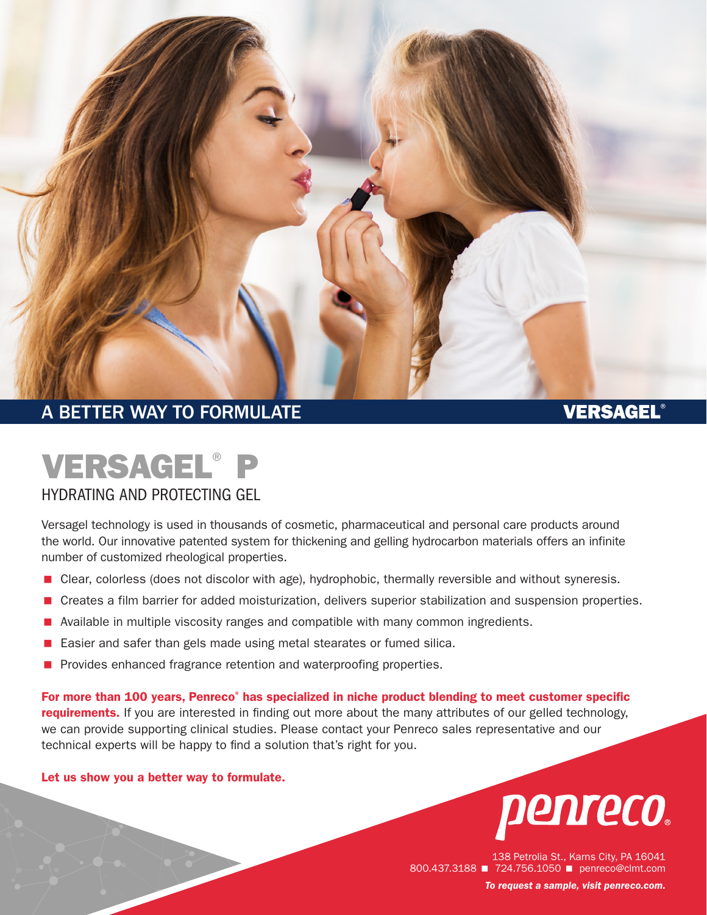A BETTER WAY TO FORMULATE

**VERSAGEL®**

# VERSAGEL® P

## HYDRATING AND PROTECTING GEL

Versagel technology is used in thousands of cosmetic, pharmaceutical and personal care products around the world. Our innovative patented system for thickening and gelling hydrocarbon materials offers an infinite number of customized rheological properties.

- Clear, colorless (does not discolor with age), hydrophobic, thermally reversible and without syneresis.
- Creates a film barrier for added moisturization, delivers superior stabilization and suspension properties.
- Available in multiple viscosity ranges and compatible with many common ingredients.
- Easier and safer than gels made using metal stearates or fumed silica.
- Provides enhanced fragrance retention and waterproofing properties.

**For more than 100 years, Penreco® has specialized in niche product blending to meet customer specific requirements.** If you are interested in finding out more about the many attributes of our gelled technology, we can provide supporting clinical studies. Please contact your Penreco sales representative and our technical experts will be happy to find a solution that's right for you.

**Let us show you a better way to formulate.**

penreco®

138 Petrolia St., Karns City, PA 16041
800.437.3188 ■ 724.756.1050 ■ penreco@clmt.com

***To request a sample, visit penreco.com.***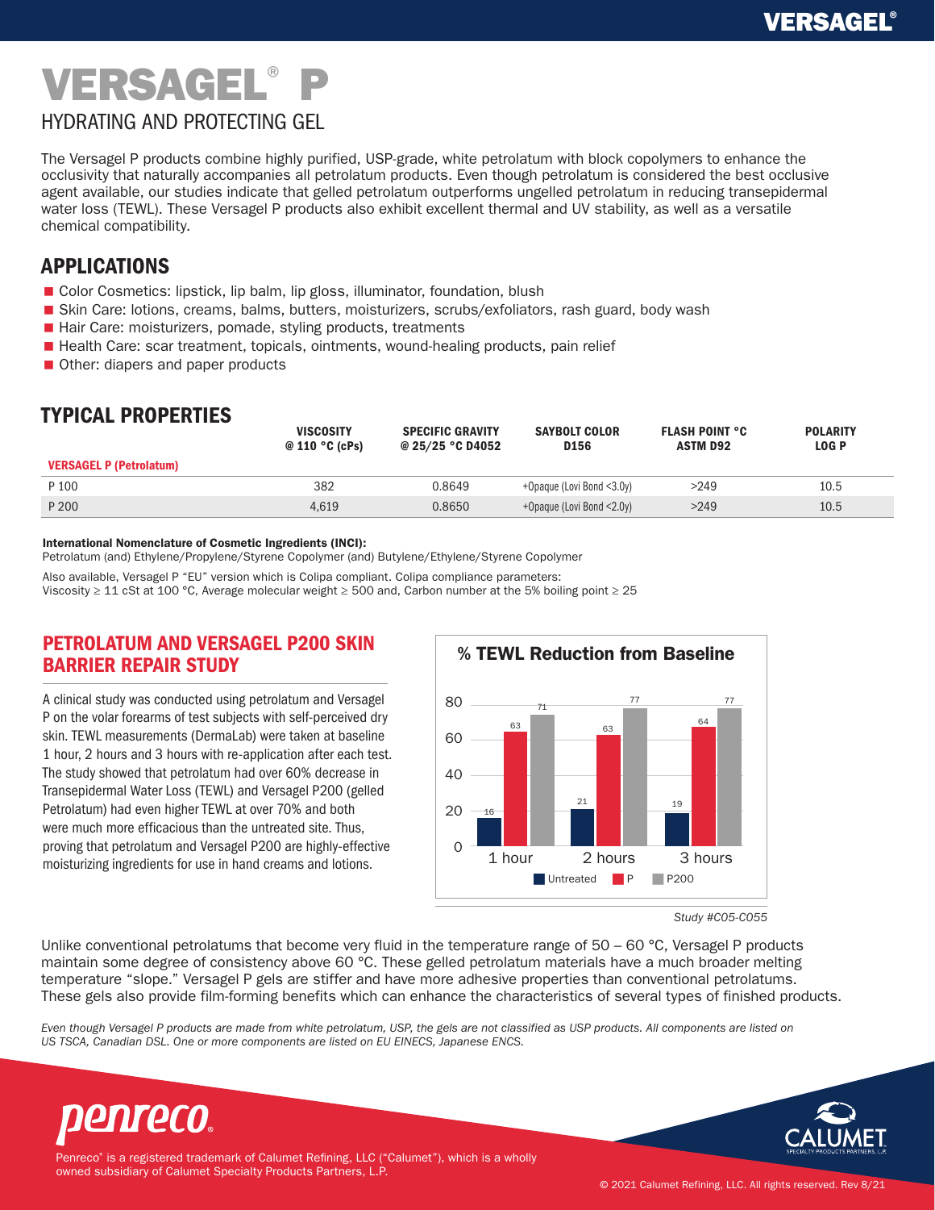# VERSAGEL® P

## HYDRATING AND PROTECTING GEL

The Versagel P products combine highly purified, USP-grade, white petrolatum with block copolymers to enhance the occlusivity that naturally accompanies all petrolatum products. Even though petrolatum is considered the best occlusive agent available, our studies indicate that gelled petrolatum outperforms ungelled petrolatum in reducing transepidermal water loss (TEWL). These Versagel P products also exhibit excellent thermal and UV stability, as well as a versatile chemical compatibility.

## APPLICATIONS

- Color Cosmetics: lipstick, lip balm, lip gloss, illuminator, foundation, blush
- Skin Care: lotions, creams, balms, butters, moisturizers, scrubs/exfoliators, rash guard, body wash
- Hair Care: moisturizers, pomade, styling products, treatments
- Health Care: scar treatment, topicals, ointments, wound-healing products, pain relief
- Other: diapers and paper products

## TYPICAL PROPERTIES

| VERSAGEL P (Petrolatum) | VISCOSITY @ 110 °C (cPs) | SPECIFIC GRAVITY @ 25/25 °C D4052 | SAYBOLT COLOR D156 | FLASH POINT °C ASTM D92 | POLARITY LOG P |
|---|---|---|---|---|---|
| P 100 | 382 | 0.8649 | +Opaque (Lovi Bond <3.0y) | >249 | 10.5 |
| P 200 | 4,619 | 0.8650 | +Opaque (Lovi Bond <2.0y) | >249 | 10.5 |

**International Nomenclature of Cosmetic Ingredients (INCI):**
Petrolatum (and) Ethylene/Propylene/Styrene Copolymer (and) Butylene/Ethylene/Styrene Copolymer

Also available, Versagel P "EU" version which is Colipa compliant. Colipa compliance parameters:
Viscosity ≥ 11 cSt at 100 °C, Average molecular weight ≥ 500 and, Carbon number at the 5% boiling point ≥ 25

## PETROLATUM AND VERSAGEL P200 SKIN BARRIER REPAIR STUDY

A clinical study was conducted using petrolatum and Versagel P on the volar forearms of test subjects with self-perceived dry skin. TEWL measurements (DermaLab) were taken at baseline 1 hour, 2 hours and 3 hours with re-application after each test. The study showed that petrolatum had over 60% decrease in Transepidermal Water Loss (TEWL) and Versagel P200 (gelled Petrolatum) had even higher TEWL at over 70% and both were much more efficacious than the untreated site. Thus, proving that petrolatum and Versagel P200 are highly-effective moisturizing ingredients for use in hand creams and lotions.

**% TEWL Reduction from Baseline**

80
60
40
20
0

1 hour: 16, 63, 71
2 hours: 21, 63, 77
3 hours: 19, 64, 77

Untreated P P200

*Study #C05-C055*

Unlike conventional petrolatums that become very fluid in the temperature range of 50 – 60 °C, Versagel P products maintain some degree of consistency above 60 °C. These gelled petrolatum materials have a much broader melting temperature "slope." Versagel P gels are stiffer and have more adhesive properties than conventional petrolatums. These gels also provide film-forming benefits which can enhance the characteristics of several types of finished products.

*Even though Versagel P products are made from white petrolatum, USP, the gels are not classified as USP products. All components are listed on US TSCA, Canadian DSL. One or more components are listed on EU EINECS, Japanese ENCS.*

Penreco® is a registered trademark of Calumet Refining, LLC ("Calumet"), which is a wholly owned subsidiary of Calumet Specialty Products Partners, L.P.

© 2021 Calumet Refining, LLC. All rights reserved. Rev 8/21